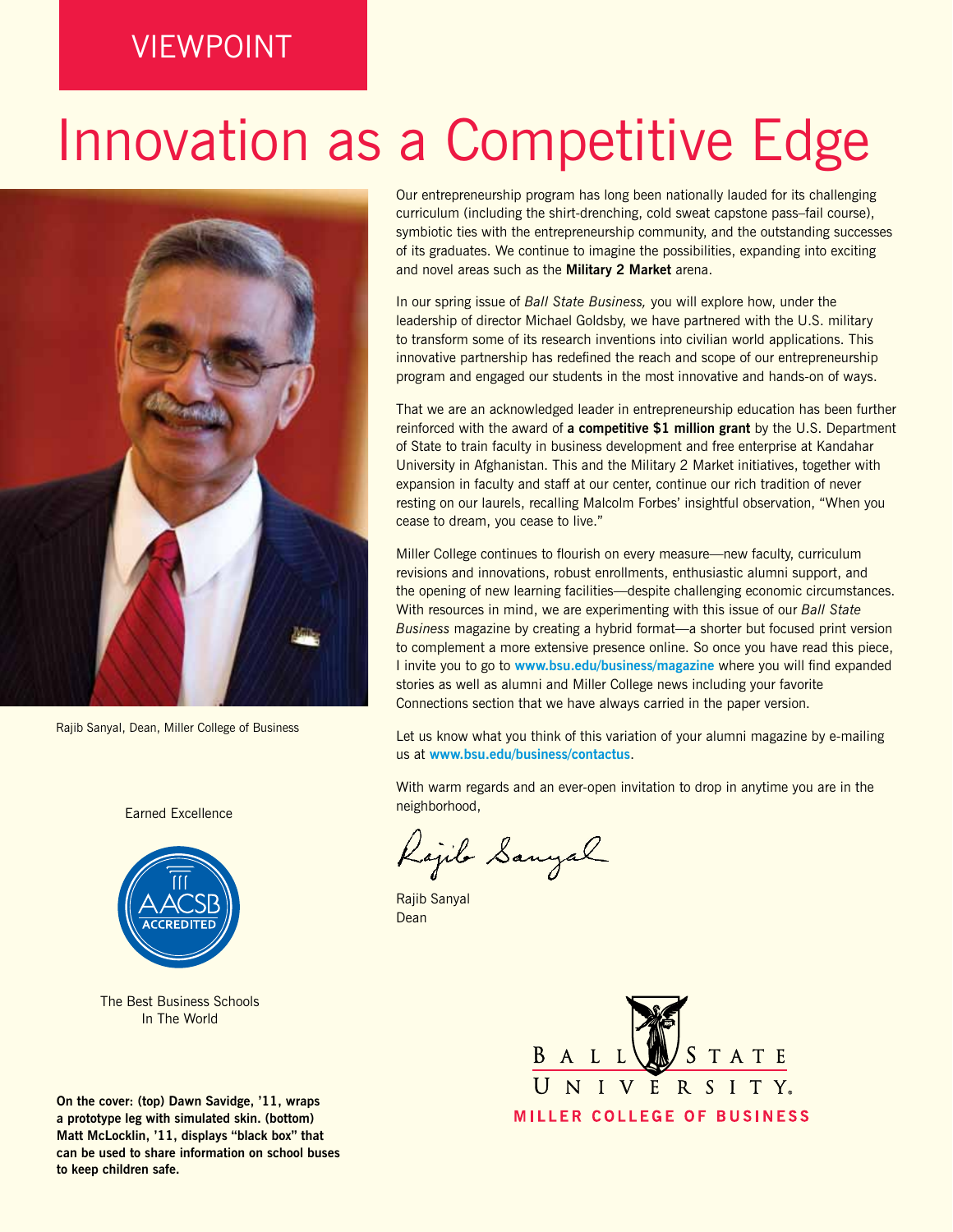VIEWPOINT

# Innovation as a Competitive Edge

Rajib Sanyal, Dean, Miller College of Business

Our entrepreneurship program has long been nationally lauded for its challenging curriculum (including the shirt-drenching, cold sweat capstone pass–fail course), symbiotic ties with the entrepreneurship community, and the outstanding successes of its graduates. We continue to imagine the possibilities, expanding into exciting and novel areas such as the **Military 2 Market** arena.

In our spring issue of *Ball State Business,* you will explore how, under the leadership of director Michael Goldsby, we have partnered with the U.S. military to transform some of its research inventions into civilian world applications. This innovative partnership has redefined the reach and scope of our entrepreneurship program and engaged our students in the most innovative and hands-on of ways.

That we are an acknowledged leader in entrepreneurship education has been further reinforced with the award of **a competitive $1 million grant** by the U.S. Department of State to train faculty in business development and free enterprise at Kandahar University in Afghanistan. This and the Military 2 Market initiatives, together with expansion in faculty and staff at our center, continue our rich tradition of never resting on our laurels, recalling Malcolm Forbes' insightful observation, "When you cease to dream, you cease to live."

Miller College continues to flourish on every measure—new faculty, curriculum revisions and innovations, robust enrollments, enthusiastic alumni support, and the opening of new learning facilities—despite challenging economic circumstances. With resources in mind, we are experimenting with this issue of our *Ball State Business* magazine by creating a hybrid format—a shorter but focused print version to complement a more extensive presence online. So once you have read this piece, I invite you to go to **www.bsu.edu/business/magazine** where you will find expanded stories as well as alumni and Miller College news including your favorite Connections section that we have always carried in the paper version.

Let us know what you think of this variation of your alumni magazine by e-mailing us at **www.bsu.edu/business/contactus**.

With warm regards and an ever-open invitation to drop in anytime you are in the neighborhood,

Rajib Sanyal
Dean

Earned Excellence

AACSB ACCREDITED

The Best Business Schools In The World

**On the cover: (top) Dawn Savidge, '11, wraps a prototype leg with simulated skin. (bottom) Matt McLocklin, '11, displays "black box" that can be used to share information on school buses to keep children safe.**

BALL STATE UNIVERSITY.
MILLER COLLEGE OF BUSINESS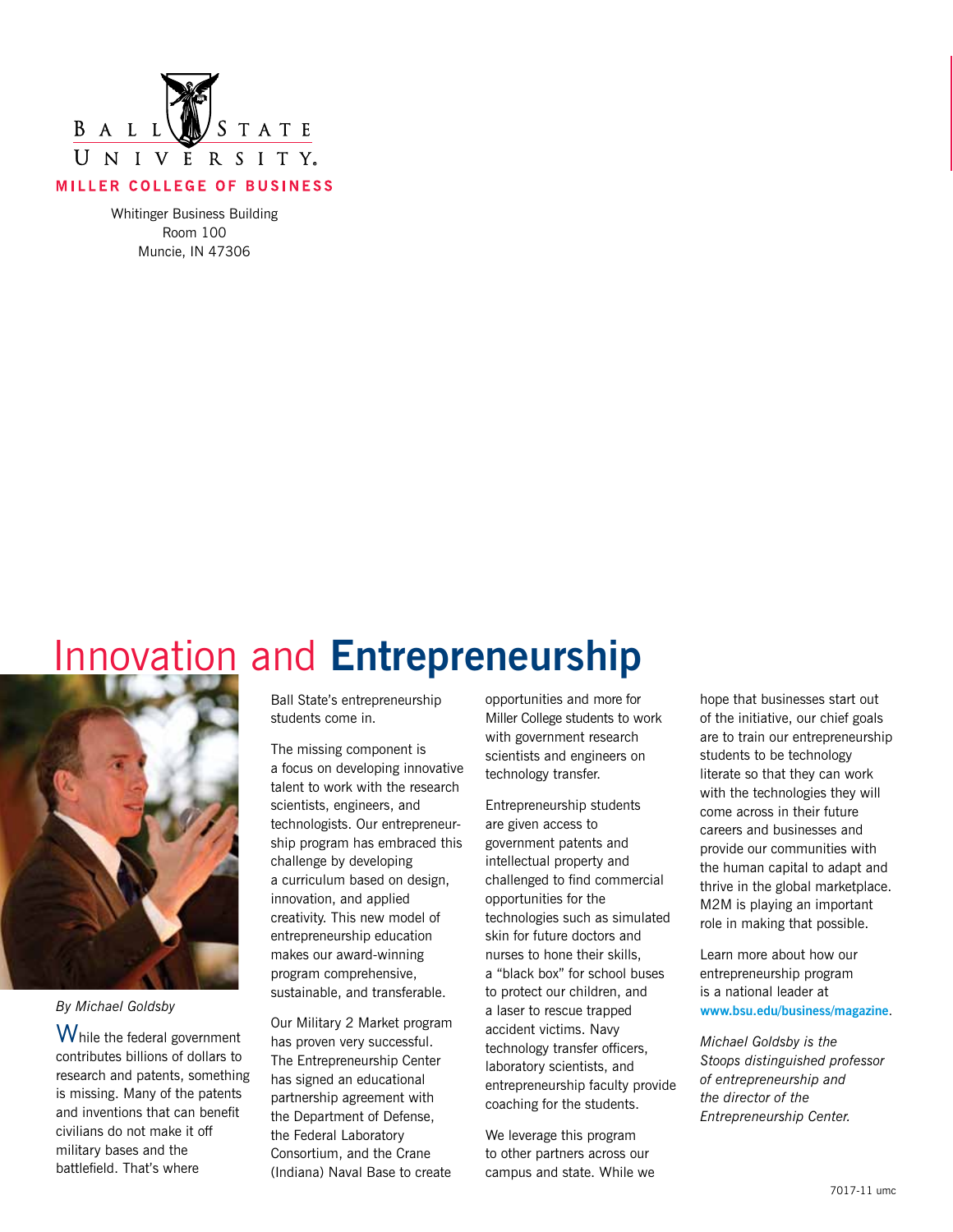BALL STATE UNIVERSITY.

**MILLER COLLEGE OF BUSINESS**

Whitinger Business Building
Room 100
Muncie, IN 47306

# Innovation and **Entrepreneurship**

*By Michael Goldsby*

While the federal government contributes billions of dollars to research and patents, something is missing. Many of the patents and inventions that can benefit civilians do not make it off military bases and the battlefield. That's where Ball State's entrepreneurship students come in.

The missing component is a focus on developing innovative talent to work with the research scientists, engineers, and technologists. Our entrepreneurship program has embraced this challenge by developing a curriculum based on design, innovation, and applied creativity. This new model of entrepreneurship education makes our award-winning program comprehensive, sustainable, and transferable.

Our Military 2 Market program has proven very successful. The Entrepreneurship Center has signed an educational partnership agreement with the Department of Defense, the Federal Laboratory Consortium, and the Crane (Indiana) Naval Base to create opportunities and more for Miller College students to work with government research scientists and engineers on technology transfer.

Entrepreneurship students are given access to government patents and intellectual property and challenged to find commercial opportunities for the technologies such as simulated skin for future doctors and nurses to hone their skills, a "black box" for school buses to protect our children, and a laser to rescue trapped accident victims. Navy technology transfer officers, laboratory scientists, and entrepreneurship faculty provide coaching for the students.

We leverage this program to other partners across our campus and state. While we hope that businesses start out of the initiative, our chief goals are to train our entrepreneurship students to be technology literate so that they can work with the technologies they will come across in their future careers and businesses and provide our communities with the human capital to adapt and thrive in the global marketplace. M2M is playing an important role in making that possible.

Learn more about how our entrepreneurship program is a national leader at **www.bsu.edu/business/magazine**.

*Michael Goldsby is the Stoops distinguished professor of entrepreneurship and the director of the Entrepreneurship Center.*

7017-11 umc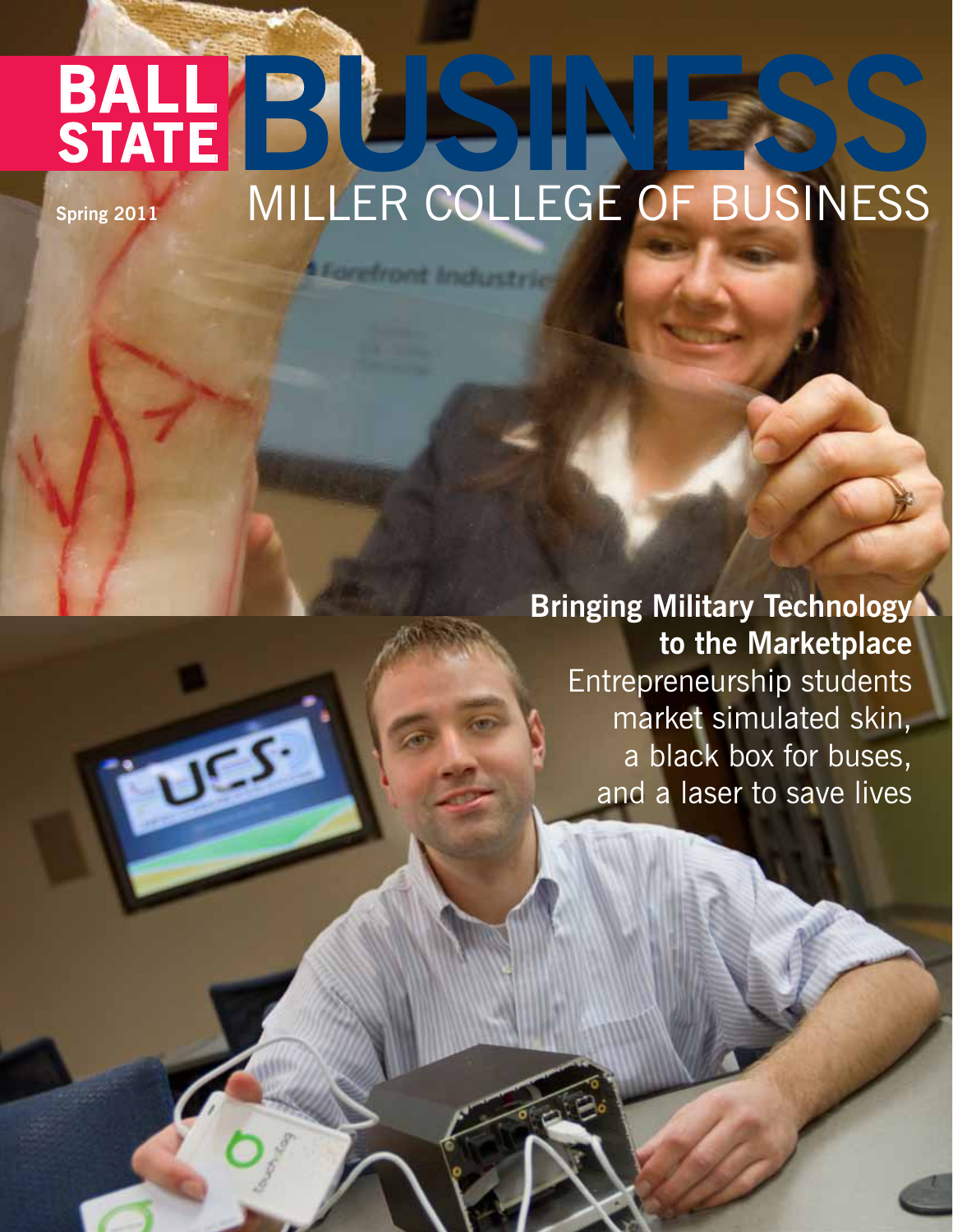# BALL STATE BUSINESS

## MILLER COLLEGE OF BUSINESS

Spring 2011

**Bringing Military Technology to the Marketplace**

Entrepreneurship students market simulated skin, a black box for buses, and a laser to save lives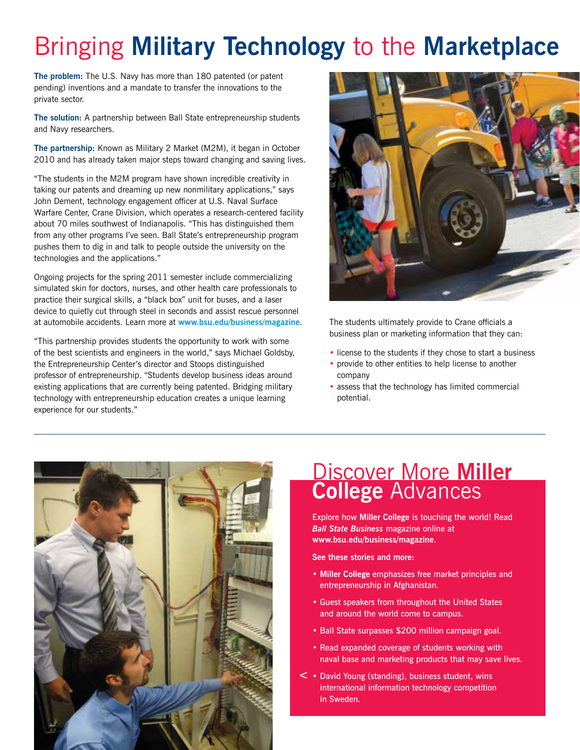# Bringing **Military Technology** to the **Marketplace**

**The problem:** The U.S. Navy has more than 180 patented (or patent pending) inventions and a mandate to transfer the innovations to the private sector.

**The solution:** A partnership between Ball State entrepreneurship students and Navy researchers.

**The partnership:** Known as Military 2 Market (M2M), it began in October 2010 and has already taken major steps toward changing and saving lives.

"The students in the M2M program have shown incredible creativity in taking our patents and dreaming up new nonmilitary applications," says John Dement, technology engagement officer at U.S. Naval Surface Warfare Center, Crane Division, which operates a research-centered facility about 70 miles southwest of Indianapolis. "This has distinguished them from any other programs I've seen. Ball State's entrepreneurship program pushes them to dig in and talk to people outside the university on the technologies and the applications."

Ongoing projects for the spring 2011 semester include commercializing simulated skin for doctors, nurses, and other health care professionals to practice their surgical skills, a "black box" unit for buses, and a laser device to quietly cut through steel in seconds and assist rescue personnel at automobile accidents. Learn more at **www.bsu.edu/business/magazine**.

"This partnership provides students the opportunity to work with some of the best scientists and engineers in the world," says Michael Goldsby, the Entrepreneurship Center's director and Stoops distinguished professor of entrepreneurship. "Students develop business ideas around existing applications that are currently being patented. Bridging military technology with entrepreneurship education creates a unique learning experience for our students."

The students ultimately provide to Crane officials a business plan or marketing information that they can:

- license to the students if they chose to start a business
- provide to other entities to help license to another company
- assess that the technology has limited commercial potential.

## Discover More **Miller College** Advances

Explore how **Miller College** is touching the world! Read ***Ball State Business*** magazine online at **www.bsu.edu/business/magazine**.

**See these stories and more:**

- **Miller College** emphasizes free market principles and entrepreneurship in Afghanistan.
- Guest speakers from throughout the United States and around the world come to campus.
- Ball State surpasses $200 million campaign goal.
- Read expanded coverage of students working with naval base and marketing products that may save lives.
- < David Young (standing), business student, wins international information technology competition in Sweden.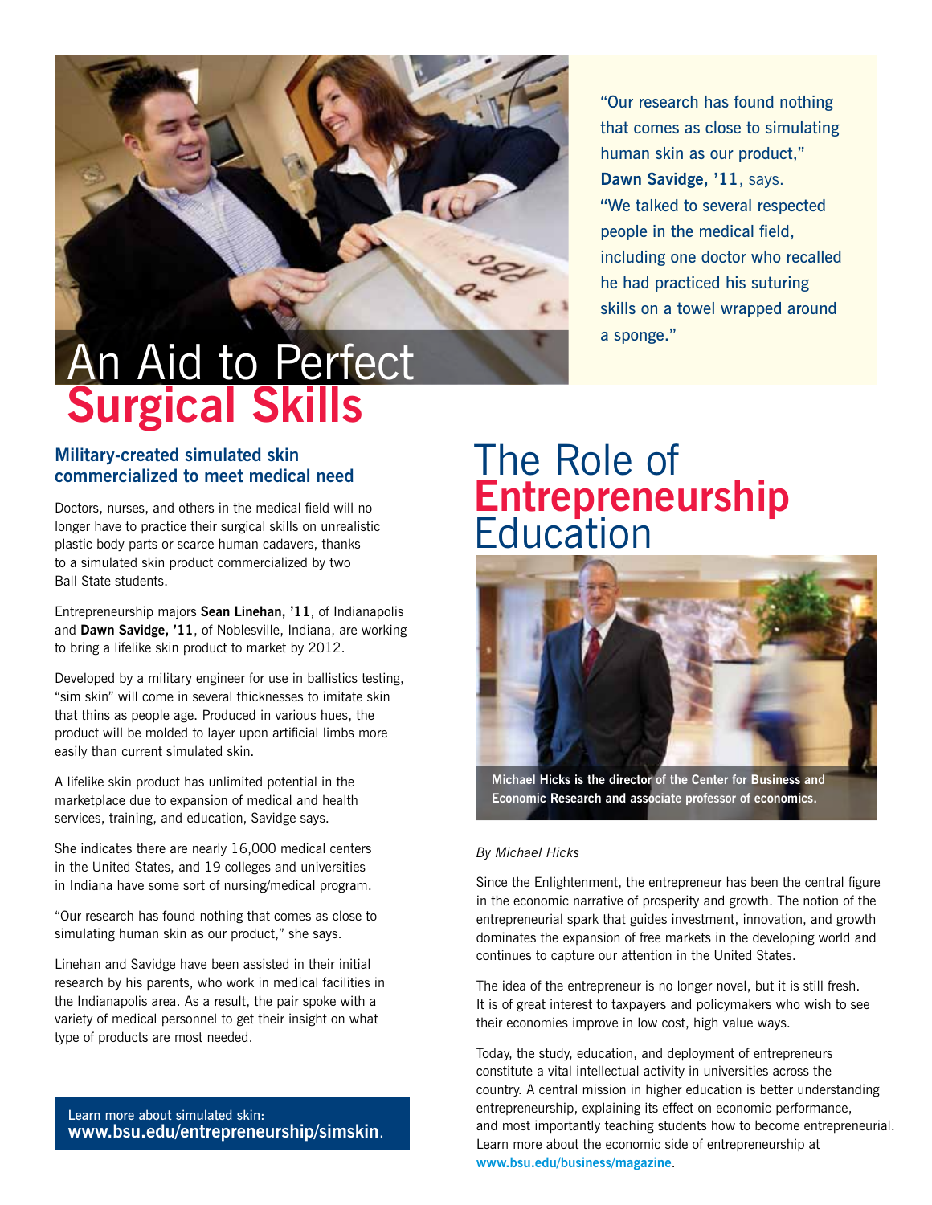# An Aid to Perfect **Surgical Skills**

### Military-created simulated skin commercialized to meet medical need

Doctors, nurses, and others in the medical field will no longer have to practice their surgical skills on unrealistic plastic body parts or scarce human cadavers, thanks to a simulated skin product commercialized by two Ball State students.

Entrepreneurship majors **Sean Linehan, '11**, of Indianapolis and **Dawn Savidge, '11**, of Noblesville, Indiana, are working to bring a lifelike skin product to market by 2012.

Developed by a military engineer for use in ballistics testing, "sim skin" will come in several thicknesses to imitate skin that thins as people age. Produced in various hues, the product will be molded to layer upon artificial limbs more easily than current simulated skin.

A lifelike skin product has unlimited potential in the marketplace due to expansion of medical and health services, training, and education, Savidge says.

She indicates there are nearly 16,000 medical centers in the United States, and 19 colleges and universities in Indiana have some sort of nursing/medical program.

"Our research has found nothing that comes as close to simulating human skin as our product," she says.

Linehan and Savidge have been assisted in their initial research by his parents, who work in medical facilities in the Indianapolis area. As a result, the pair spoke with a variety of medical personnel to get their insight on what type of products are most needed.

"Our research has found nothing that comes as close to simulating human skin as our product," **Dawn Savidge, '11**, says. "We talked to several respected people in the medical field, including one doctor who recalled he had practiced his suturing skills on a towel wrapped around a sponge."

Learn more about simulated skin:
**www.bsu.edu/entrepreneurship/simskin**.

# The Role of **Entrepreneurship** Education

**Michael Hicks is the director of the Center for Business and Economic Research and associate professor of economics.**

*By Michael Hicks*

Since the Enlightenment, the entrepreneur has been the central figure in the economic narrative of prosperity and growth. The notion of the entrepreneurial spark that guides investment, innovation, and growth dominates the expansion of free markets in the developing world and continues to capture our attention in the United States.

The idea of the entrepreneur is no longer novel, but it is still fresh. It is of great interest to taxpayers and policymakers who wish to see their economies improve in low cost, high value ways.

Today, the study, education, and deployment of entrepreneurs constitute a vital intellectual activity in universities across the country. A central mission in higher education is better understanding entrepreneurship, explaining its effect on economic performance, and most importantly teaching students how to become entrepreneurial. Learn more about the economic side of entrepreneurship at **www.bsu.edu/business/magazine**.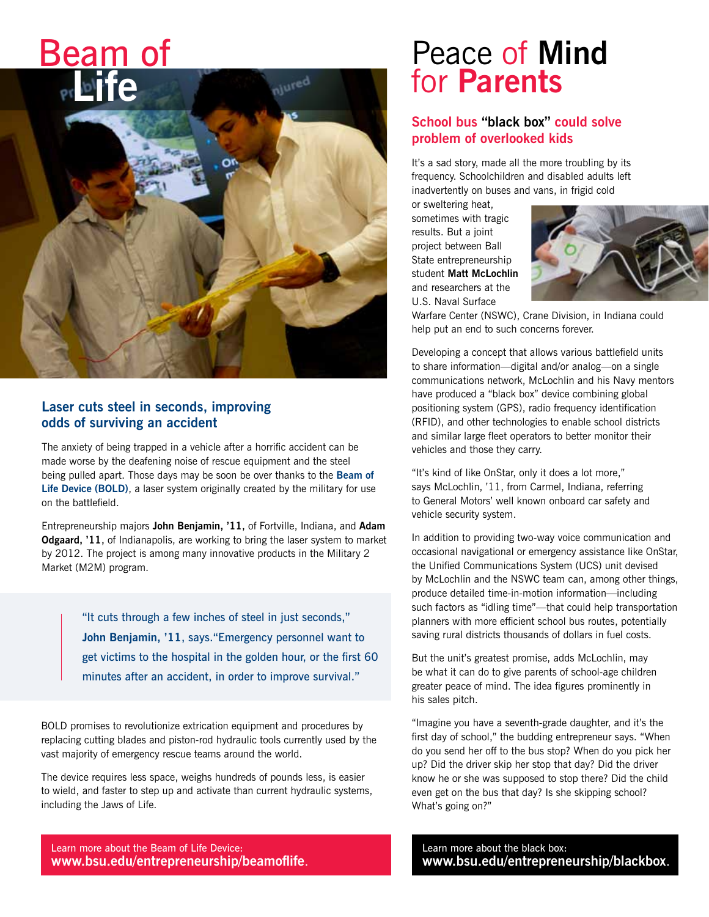# Beam of Life

### Laser cuts steel in seconds, improving odds of surviving an accident

The anxiety of being trapped in a vehicle after a horrific accident can be made worse by the deafening noise of rescue equipment and the steel being pulled apart. Those days may be soon be over thanks to the **Beam of Life Device (BOLD)**, a laser system originally created by the military for use on the battlefield.

Entrepreneurship majors **John Benjamin, '11**, of Fortville, Indiana, and **Adam Odgaard, '11**, of Indianapolis, are working to bring the laser system to market by 2012. The project is among many innovative products in the Military 2 Market (M2M) program.

> "It cuts through a few inches of steel in just seconds," **John Benjamin, '11**, says."Emergency personnel want to get victims to the hospital in the golden hour, or the first 60 minutes after an accident, in order to improve survival."

BOLD promises to revolutionize extrication equipment and procedures by replacing cutting blades and piston-rod hydraulic tools currently used by the vast majority of emergency rescue teams around the world.

The device requires less space, weighs hundreds of pounds less, is easier to wield, and faster to step up and activate than current hydraulic systems, including the Jaws of Life.

Learn more about the Beam of Life Device:
**www.bsu.edu/entrepreneurship/beamoflife**.

# Peace of **Mind** for **Parents**

### School bus **"black box"** could solve problem of overlooked kids

It's a sad story, made all the more troubling by its frequency. Schoolchildren and disabled adults left inadvertently on buses and vans, in frigid cold or sweltering heat, sometimes with tragic results. But a joint project between Ball State entrepreneurship student **Matt McLochlin** and researchers at the U.S. Naval Surface Warfare Center (NSWC), Crane Division, in Indiana could help put an end to such concerns forever.

Developing a concept that allows various battlefield units to share information—digital and/or analog—on a single communications network, McLochlin and his Navy mentors have produced a "black box" device combining global positioning system (GPS), radio frequency identification (RFID), and other technologies to enable school districts and similar large fleet operators to better monitor their vehicles and those they carry.

"It's kind of like OnStar, only it does a lot more," says McLochlin, '11, from Carmel, Indiana, referring to General Motors' well known onboard car safety and vehicle security system.

In addition to providing two-way voice communication and occasional navigational or emergency assistance like OnStar, the Unified Communications System (UCS) unit devised by McLochlin and the NSWC team can, among other things, produce detailed time-in-motion information—including such factors as "idling time"—that could help transportation planners with more efficient school bus routes, potentially saving rural districts thousands of dollars in fuel costs.

But the unit's greatest promise, adds McLochlin, may be what it can do to give parents of school-age children greater peace of mind. The idea figures prominently in his sales pitch.

"Imagine you have a seventh-grade daughter, and it's the first day of school," the budding entrepreneur says. "When do you send her off to the bus stop? When do you pick her up? Did the driver skip her stop that day? Did the driver know he or she was supposed to stop there? Did the child even get on the bus that day? Is she skipping school? What's going on?"

Learn more about the black box:
**www.bsu.edu/entrepreneurship/blackbox**.